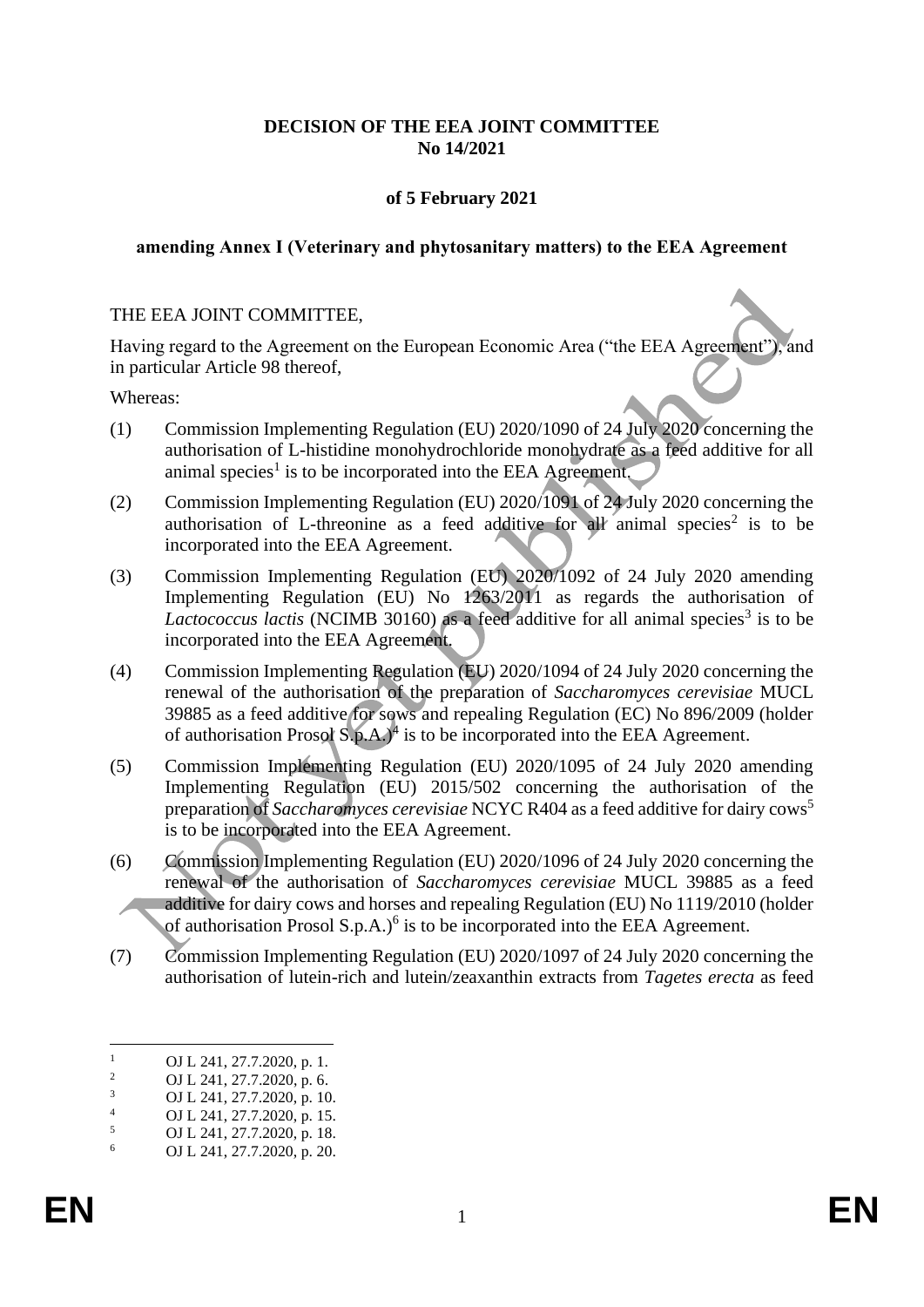**DECISION OF THE EEA JOINT COMMITTEE**
**No 14/2021**

**of 5 February 2021**

**amending Annex I (Veterinary and phytosanitary matters) to the EEA Agreement**

THE EEA JOINT COMMITTEE,

Having regard to the Agreement on the European Economic Area ("the EEA Agreement"), and in particular Article 98 thereof,

Whereas:

(1) Commission Implementing Regulation (EU) 2020/1090 of 24 July 2020 concerning the authorisation of L-histidine monohydrochloride monohydrate as a feed additive for all animal species[1] is to be incorporated into the EEA Agreement.

(2) Commission Implementing Regulation (EU) 2020/1091 of 24 July 2020 concerning the authorisation of L-threonine as a feed additive for all animal species[2] is to be incorporated into the EEA Agreement.

(3) Commission Implementing Regulation (EU) 2020/1092 of 24 July 2020 amending Implementing Regulation (EU) No 1263/2011 as regards the authorisation of *Lactococcus lactis* (NCIMB 30160) as a feed additive for all animal species[3] is to be incorporated into the EEA Agreement.

(4) Commission Implementing Regulation (EU) 2020/1094 of 24 July 2020 concerning the renewal of the authorisation of the preparation of *Saccharomyces cerevisiae* MUCL 39885 as a feed additive for sows and repealing Regulation (EC) No 896/2009 (holder of authorisation Prosol S.p.A.)[4] is to be incorporated into the EEA Agreement.

(5) Commission Implementing Regulation (EU) 2020/1095 of 24 July 2020 amending Implementing Regulation (EU) 2015/502 concerning the authorisation of the preparation of *Saccharomyces cerevisiae* NCYC R404 as a feed additive for dairy cows[5] is to be incorporated into the EEA Agreement.

(6) Commission Implementing Regulation (EU) 2020/1096 of 24 July 2020 concerning the renewal of the authorisation of *Saccharomyces cerevisiae* MUCL 39885 as a feed additive for dairy cows and horses and repealing Regulation (EU) No 1119/2010 (holder of authorisation Prosol S.p.A.)[6] is to be incorporated into the EEA Agreement.

(7) Commission Implementing Regulation (EU) 2020/1097 of 24 July 2020 concerning the authorisation of lutein-rich and lutein/zeaxanthin extracts from *Tagetes erecta* as feed

---

[1] OJ L 241, 27.7.2020, p. 1.
[2] OJ L 241, 27.7.2020, p. 6.
[3] OJ L 241, 27.7.2020, p. 10.
[4] OJ L 241, 27.7.2020, p. 15.
[5] OJ L 241, 27.7.2020, p. 18.
[6] OJ L 241, 27.7.2020, p. 20.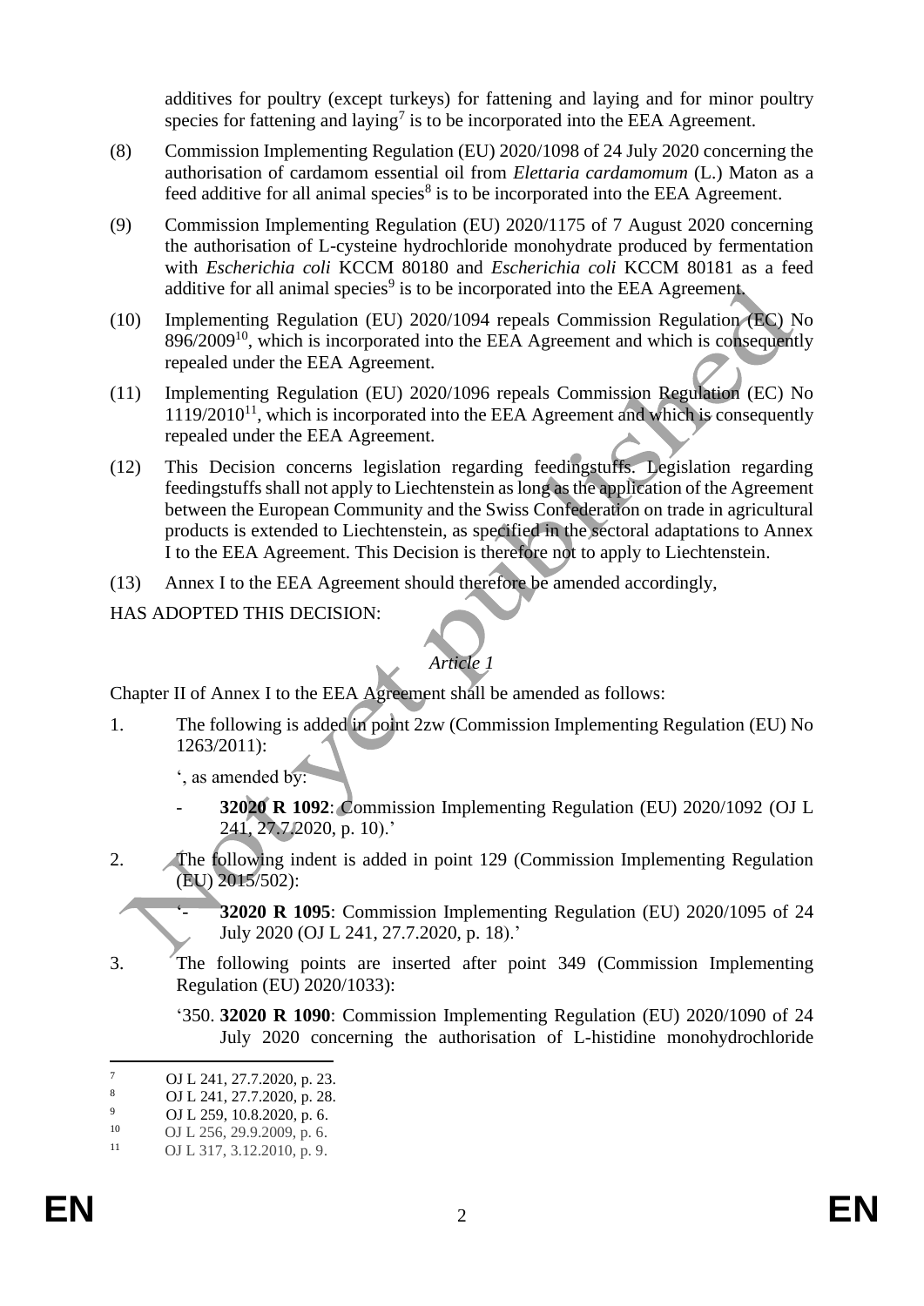additives for poultry (except turkeys) for fattening and laying and for minor poultry species for fattening and laying[7] is to be incorporated into the EEA Agreement.

(8) Commission Implementing Regulation (EU) 2020/1098 of 24 July 2020 concerning the authorisation of cardamom essential oil from *Elettaria cardamomum* (L.) Maton as a feed additive for all animal species[8] is to be incorporated into the EEA Agreement.

(9) Commission Implementing Regulation (EU) 2020/1175 of 7 August 2020 concerning the authorisation of L-cysteine hydrochloride monohydrate produced by fermentation with *Escherichia coli* KCCM 80180 and *Escherichia coli* KCCM 80181 as a feed additive for all animal species[9] is to be incorporated into the EEA Agreement.

(10) Implementing Regulation (EU) 2020/1094 repeals Commission Regulation (EC) No 896/2009[10], which is incorporated into the EEA Agreement and which is consequently repealed under the EEA Agreement.

(11) Implementing Regulation (EU) 2020/1096 repeals Commission Regulation (EC) No 1119/2010[11], which is incorporated into the EEA Agreement and which is consequently repealed under the EEA Agreement.

(12) This Decision concerns legislation regarding feedingstuffs. Legislation regarding feedingstuffs shall not apply to Liechtenstein as long as the application of the Agreement between the European Community and the Swiss Confederation on trade in agricultural products is extended to Liechtenstein, as specified in the sectoral adaptations to Annex I to the EEA Agreement. This Decision is therefore not to apply to Liechtenstein.

(13) Annex I to the EEA Agreement should therefore be amended accordingly,

HAS ADOPTED THIS DECISION:

*Article 1*

Chapter II of Annex I to the EEA Agreement shall be amended as follows:

1. The following is added in point 2zw (Commission Implementing Regulation (EU) No 1263/2011):

   ', as amended by:

   - **32020 R 1092**: Commission Implementing Regulation (EU) 2020/1092 (OJ L 241, 27.7.2020, p. 10).'

2. The following indent is added in point 129 (Commission Implementing Regulation (EU) 2015/502):

   '- **32020 R 1095**: Commission Implementing Regulation (EU) 2020/1095 of 24 July 2020 (OJ L 241, 27.7.2020, p. 18).'

3. The following points are inserted after point 349 (Commission Implementing Regulation (EU) 2020/1033):

   '350. **32020 R 1090**: Commission Implementing Regulation (EU) 2020/1090 of 24 July 2020 concerning the authorisation of L-histidine monohydrochloride

---

[7] OJ L 241, 27.7.2020, p. 23.

[8] OJ L 241, 27.7.2020, p. 28.

[9] OJ L 259, 10.8.2020, p. 6.

[10] OJ L 256, 29.9.2009, p. 6.

[11] OJ L 317, 3.12.2010, p. 9.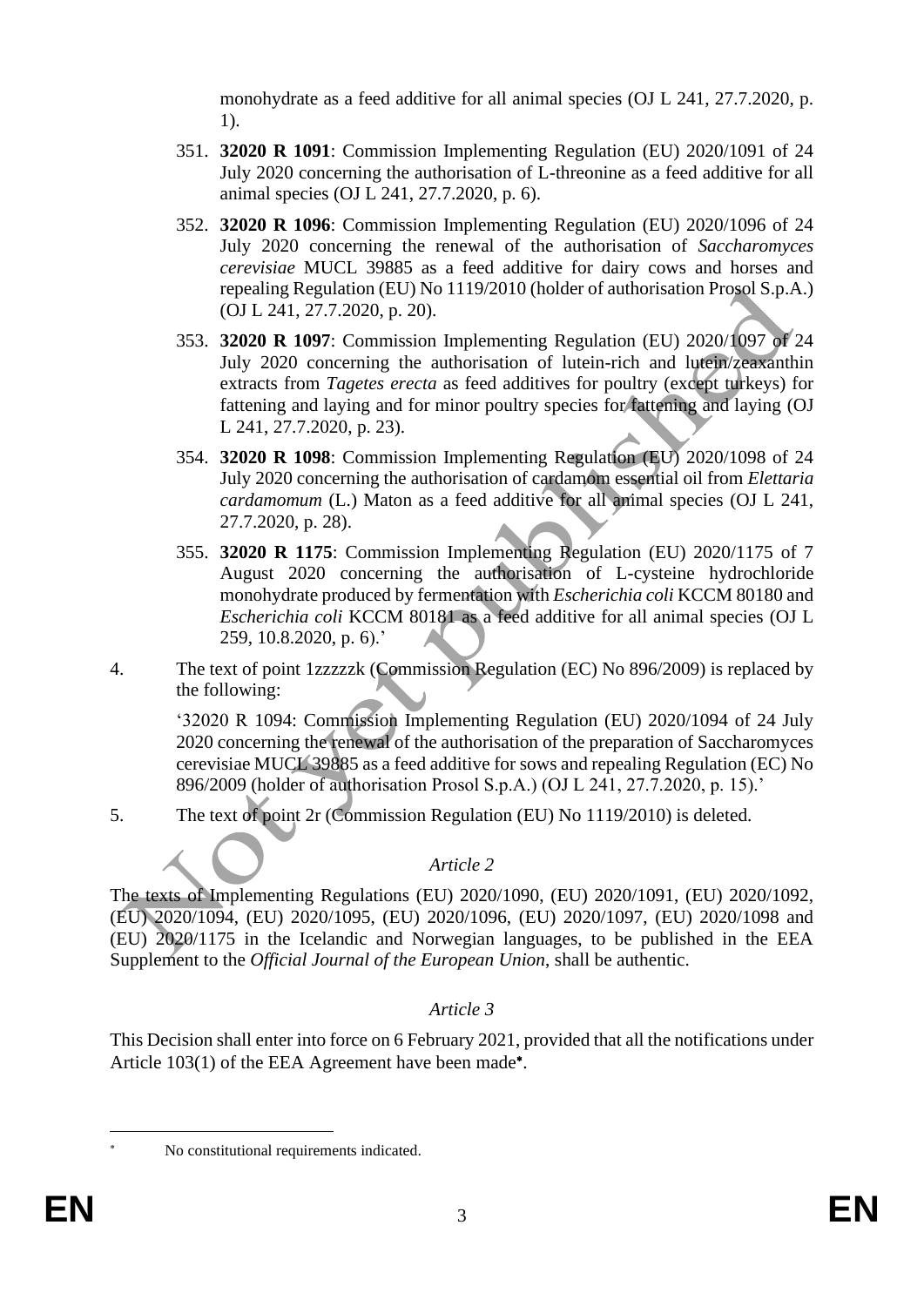monohydrate as a feed additive for all animal species (OJ L 241, 27.7.2020, p. 1).

351. **32020 R 1091**: Commission Implementing Regulation (EU) 2020/1091 of 24 July 2020 concerning the authorisation of L-threonine as a feed additive for all animal species (OJ L 241, 27.7.2020, p. 6).

352. **32020 R 1096**: Commission Implementing Regulation (EU) 2020/1096 of 24 July 2020 concerning the renewal of the authorisation of *Saccharomyces cerevisiae* MUCL 39885 as a feed additive for dairy cows and horses and repealing Regulation (EU) No 1119/2010 (holder of authorisation Prosol S.p.A.) (OJ L 241, 27.7.2020, p. 20).

353. **32020 R 1097**: Commission Implementing Regulation (EU) 2020/1097 of 24 July 2020 concerning the authorisation of lutein-rich and lutein/zeaxanthin extracts from *Tagetes erecta* as feed additives for poultry (except turkeys) for fattening and laying and for minor poultry species for fattening and laying (OJ L 241, 27.7.2020, p. 23).

354. **32020 R 1098**: Commission Implementing Regulation (EU) 2020/1098 of 24 July 2020 concerning the authorisation of cardamom essential oil from *Elettaria cardamomum* (L.) Maton as a feed additive for all animal species (OJ L 241, 27.7.2020, p. 28).

355. **32020 R 1175**: Commission Implementing Regulation (EU) 2020/1175 of 7 August 2020 concerning the authorisation of L-cysteine hydrochloride monohydrate produced by fermentation with *Escherichia coli* KCCM 80180 and *Escherichia coli* KCCM 80181 as a feed additive for all animal species (OJ L 259, 10.8.2020, p. 6).'

4. The text of point 1zzzzzk (Commission Regulation (EC) No 896/2009) is replaced by the following:

   '32020 R 1094: Commission Implementing Regulation (EU) 2020/1094 of 24 July 2020 concerning the renewal of the authorisation of the preparation of Saccharomyces cerevisiae MUCL 39885 as a feed additive for sows and repealing Regulation (EC) No 896/2009 (holder of authorisation Prosol S.p.A.) (OJ L 241, 27.7.2020, p. 15).'

5. The text of point 2r (Commission Regulation (EU) No 1119/2010) is deleted.

*Article 2*

The texts of Implementing Regulations (EU) 2020/1090, (EU) 2020/1091, (EU) 2020/1092, (EU) 2020/1094, (EU) 2020/1095, (EU) 2020/1096, (EU) 2020/1097, (EU) 2020/1098 and (EU) 2020/1175 in the Icelandic and Norwegian languages, to be published in the EEA Supplement to the *Official Journal of the European Union*, shall be authentic.

*Article 3*

This Decision shall enter into force on 6 February 2021, provided that all the notifications under Article 103(1) of the EEA Agreement have been made[*].

[*] No constitutional requirements indicated.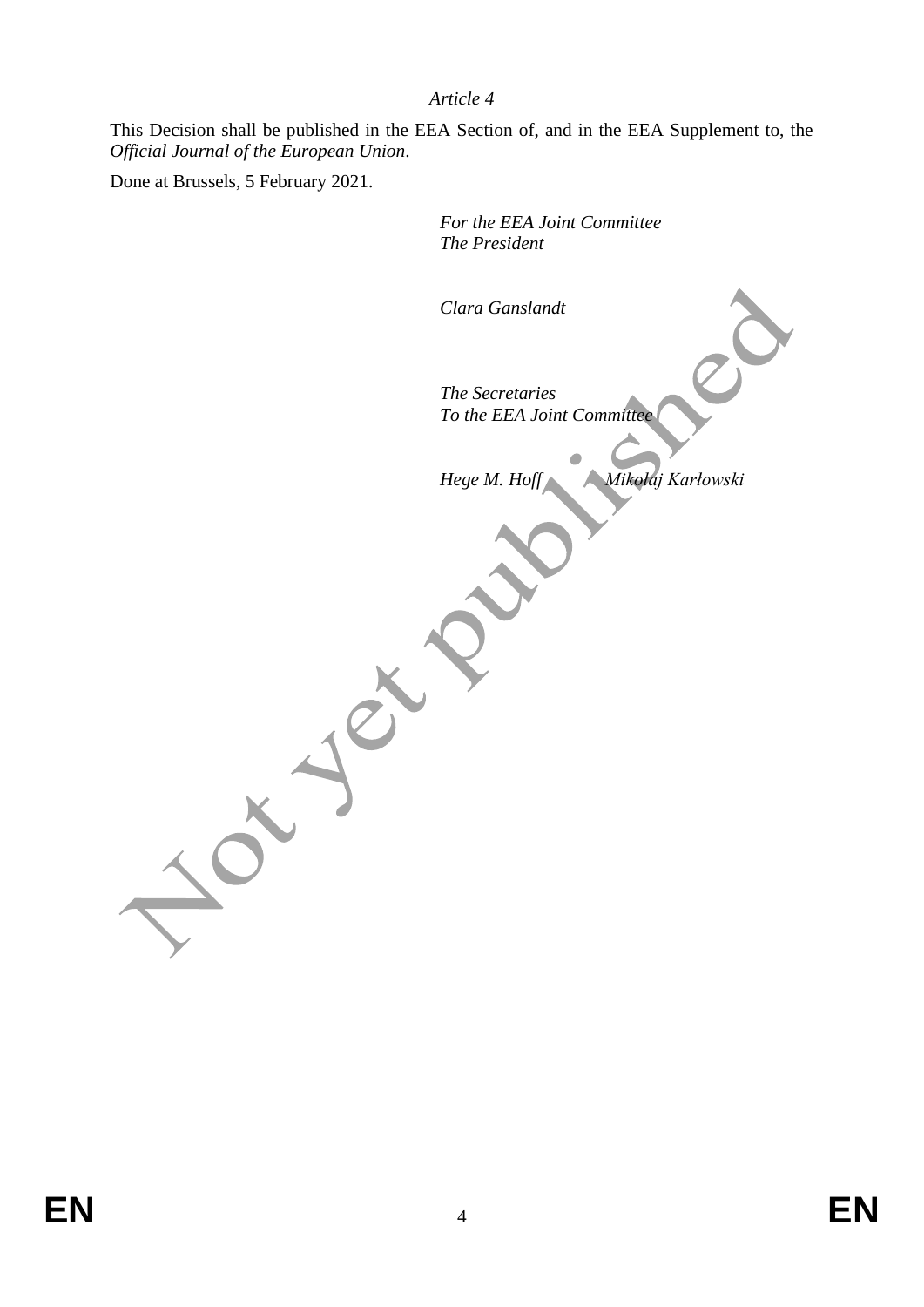*Article 4*

This Decision shall be published in the EEA Section of, and in the EEA Supplement to, the *Official Journal of the European Union*.

Done at Brussels, 5 February 2021.

*For the EEA Joint Committee*
*The President*

*Clara Ganslandt*

*The Secretaries*
*To the EEA Joint Committee*

*Hege M. Hoff*     *Mikołaj Karłowski*

Not yet published